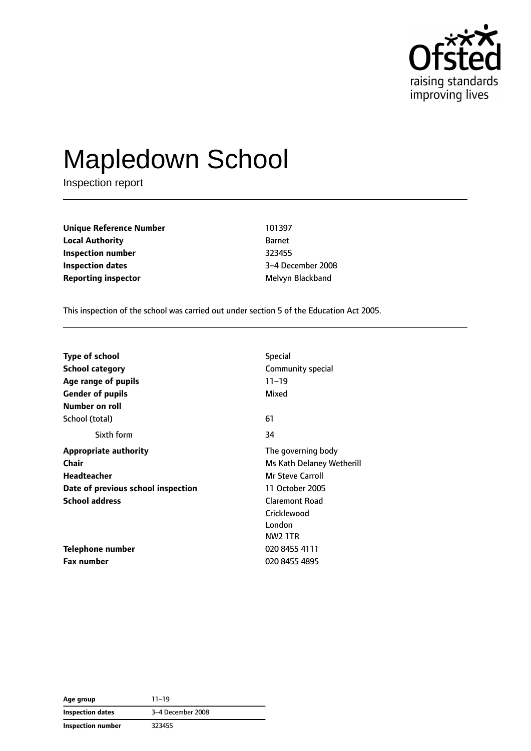# Mapledown School

Inspection report

| | |
|---|---|
| **Unique Reference Number** | 101397 |
| **Local Authority** | Barnet |
| **Inspection number** | 323455 |
| **Inspection dates** | 3–4 December 2008 |
| **Reporting inspector** | Melvyn Blackband |

This inspection of the school was carried out under section 5 of the Education Act 2005.

| | |
|---|---|
| **Type of school** | Special |
| **School category** | Community special |
| **Age range of pupils** | 11–19 |
| **Gender of pupils** | Mixed |
| **Number on roll** | |
| School (total) | 61 |
| Sixth form | 34 |
| **Appropriate authority** | The governing body |
| **Chair** | Ms Kath Delaney Wetherill |
| **Headteacher** | Mr Steve Carroll |
| **Date of previous school inspection** | 11 October 2005 |
| **School address** | Claremont Road<br>Cricklewood<br>London<br>NW2 1TR |
| **Telephone number** | 020 8455 4111 |
| **Fax number** | 020 8455 4895 |

| | |
|---|---|
| **Age group** | 11–19 |
| **Inspection dates** | 3–4 December 2008 |
| **Inspection number** | 323455 |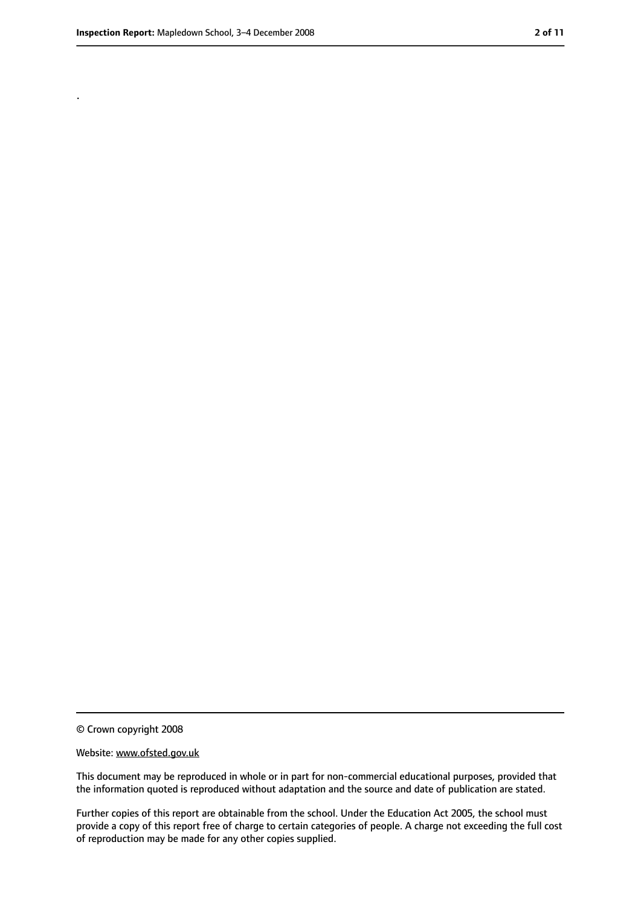.

© Crown copyright 2008

Website: www.ofsted.gov.uk

This document may be reproduced in whole or in part for non-commercial educational purposes, provided that the information quoted is reproduced without adaptation and the source and date of publication are stated.

Further copies of this report are obtainable from the school. Under the Education Act 2005, the school must provide a copy of this report free of charge to certain categories of people. A charge not exceeding the full cost of reproduction may be made for any other copies supplied.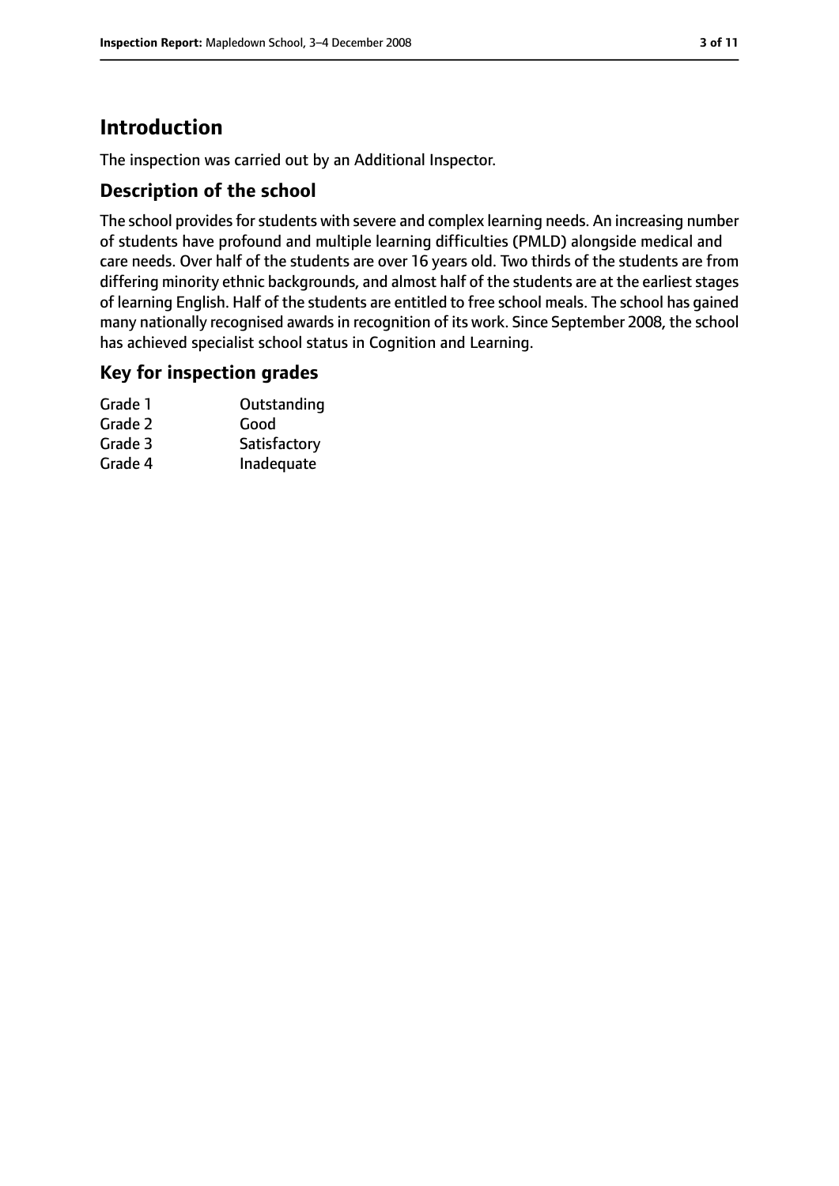# Introduction

The inspection was carried out by an Additional Inspector.

## Description of the school

The school provides for students with severe and complex learning needs. An increasing number of students have profound and multiple learning difficulties (PMLD) alongside medical and care needs. Over half of the students are over 16 years old. Two thirds of the students are from differing minority ethnic backgrounds, and almost half of the students are at the earliest stages of learning English. Half of the students are entitled to free school meals. The school has gained many nationally recognised awards in recognition of its work. Since September 2008, the school has achieved specialist school status in Cognition and Learning.

## Key for inspection grades

| | |
|---|---|
| Grade 1 | Outstanding |
| Grade 2 | Good |
| Grade 3 | Satisfactory |
| Grade 4 | Inadequate |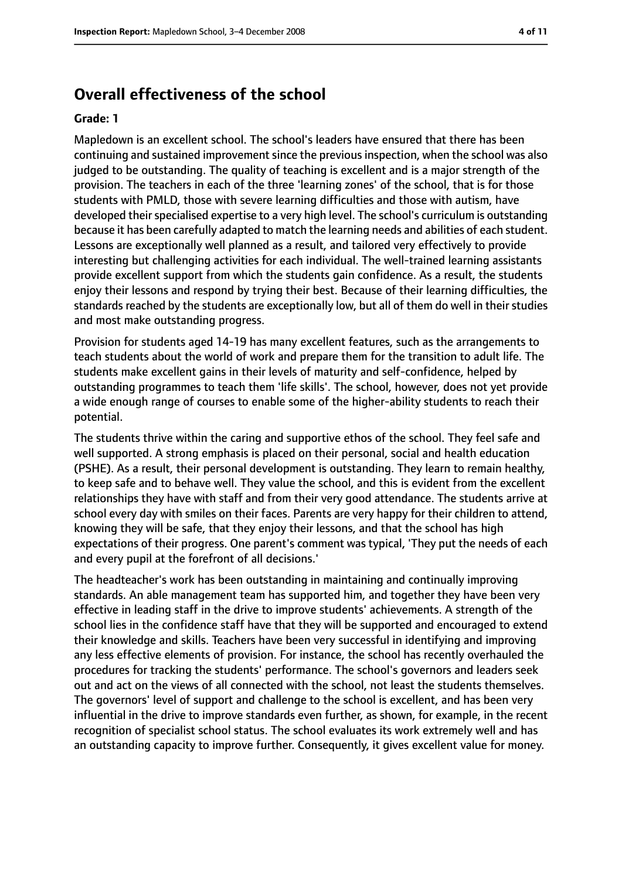## Overall effectiveness of the school

**Grade: 1**

Mapledown is an excellent school. The school's leaders have ensured that there has been continuing and sustained improvement since the previous inspection, when the school was also judged to be outstanding. The quality of teaching is excellent and is a major strength of the provision. The teachers in each of the three 'learning zones' of the school, that is for those students with PMLD, those with severe learning difficulties and those with autism, have developed their specialised expertise to a very high level. The school's curriculum is outstanding because it has been carefully adapted to match the learning needs and abilities of each student. Lessons are exceptionally well planned as a result, and tailored very effectively to provide interesting but challenging activities for each individual. The well-trained learning assistants provide excellent support from which the students gain confidence. As a result, the students enjoy their lessons and respond by trying their best. Because of their learning difficulties, the standards reached by the students are exceptionally low, but all of them do well in their studies and most make outstanding progress.

Provision for students aged 14-19 has many excellent features, such as the arrangements to teach students about the world of work and prepare them for the transition to adult life. The students make excellent gains in their levels of maturity and self-confidence, helped by outstanding programmes to teach them 'life skills'. The school, however, does not yet provide a wide enough range of courses to enable some of the higher-ability students to reach their potential.

The students thrive within the caring and supportive ethos of the school. They feel safe and well supported. A strong emphasis is placed on their personal, social and health education (PSHE). As a result, their personal development is outstanding. They learn to remain healthy, to keep safe and to behave well. They value the school, and this is evident from the excellent relationships they have with staff and from their very good attendance. The students arrive at school every day with smiles on their faces. Parents are very happy for their children to attend, knowing they will be safe, that they enjoy their lessons, and that the school has high expectations of their progress. One parent's comment was typical, 'They put the needs of each and every pupil at the forefront of all decisions.'

The headteacher's work has been outstanding in maintaining and continually improving standards. An able management team has supported him, and together they have been very effective in leading staff in the drive to improve students' achievements. A strength of the school lies in the confidence staff have that they will be supported and encouraged to extend their knowledge and skills. Teachers have been very successful in identifying and improving any less effective elements of provision. For instance, the school has recently overhauled the procedures for tracking the students' performance. The school's governors and leaders seek out and act on the views of all connected with the school, not least the students themselves. The governors' level of support and challenge to the school is excellent, and has been very influential in the drive to improve standards even further, as shown, for example, in the recent recognition of specialist school status. The school evaluates its work extremely well and has an outstanding capacity to improve further. Consequently, it gives excellent value for money.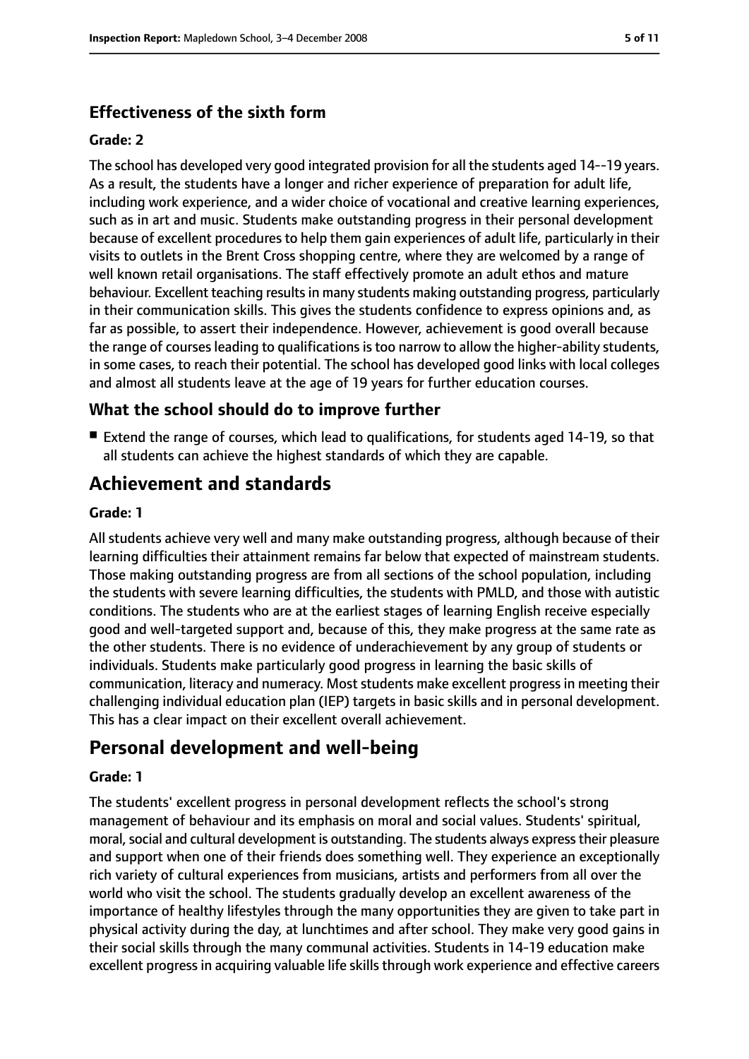### Effectiveness of the sixth form

#### Grade: 2

The school has developed very good integrated provision for all the students aged 14--19 years. As a result, the students have a longer and richer experience of preparation for adult life, including work experience, and a wider choice of vocational and creative learning experiences, such as in art and music. Students make outstanding progress in their personal development because of excellent procedures to help them gain experiences of adult life, particularly in their visits to outlets in the Brent Cross shopping centre, where they are welcomed by a range of well known retail organisations. The staff effectively promote an adult ethos and mature behaviour. Excellent teaching results in many students making outstanding progress, particularly in their communication skills. This gives the students confidence to express opinions and, as far as possible, to assert their independence. However, achievement is good overall because the range of courses leading to qualifications is too narrow to allow the higher-ability students, in some cases, to reach their potential. The school has developed good links with local colleges and almost all students leave at the age of 19 years for further education courses.

### What the school should do to improve further

- Extend the range of courses, which lead to qualifications, for students aged 14-19, so that all students can achieve the highest standards of which they are capable.

## Achievement and standards

#### Grade: 1

All students achieve very well and many make outstanding progress, although because of their learning difficulties their attainment remains far below that expected of mainstream students. Those making outstanding progress are from all sections of the school population, including the students with severe learning difficulties, the students with PMLD, and those with autistic conditions. The students who are at the earliest stages of learning English receive especially good and well-targeted support and, because of this, they make progress at the same rate as the other students. There is no evidence of underachievement by any group of students or individuals. Students make particularly good progress in learning the basic skills of communication, literacy and numeracy. Most students make excellent progress in meeting their challenging individual education plan (IEP) targets in basic skills and in personal development. This has a clear impact on their excellent overall achievement.

## Personal development and well-being

#### Grade: 1

The students' excellent progress in personal development reflects the school's strong management of behaviour and its emphasis on moral and social values. Students' spiritual, moral, social and cultural development is outstanding. The students always express their pleasure and support when one of their friends does something well. They experience an exceptionally rich variety of cultural experiences from musicians, artists and performers from all over the world who visit the school. The students gradually develop an excellent awareness of the importance of healthy lifestyles through the many opportunities they are given to take part in physical activity during the day, at lunchtimes and after school. They make very good gains in their social skills through the many communal activities. Students in 14-19 education make excellent progress in acquiring valuable life skills through work experience and effective careers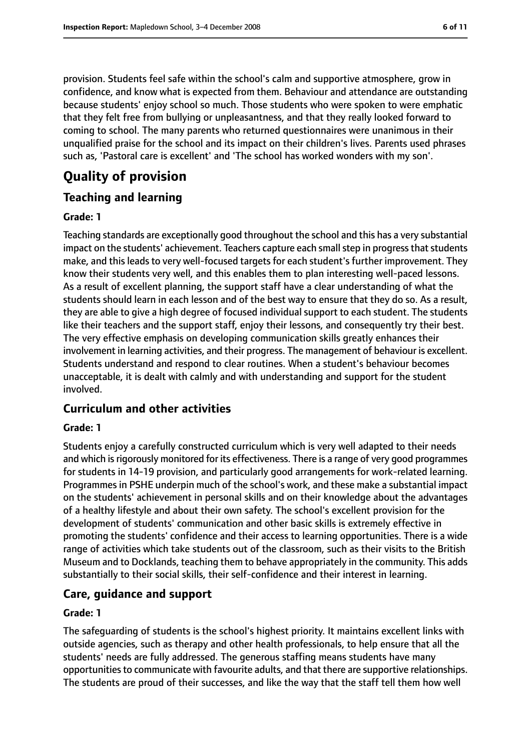provision. Students feel safe within the school's calm and supportive atmosphere, grow in confidence, and know what is expected from them. Behaviour and attendance are outstanding because students' enjoy school so much. Those students who were spoken to were emphatic that they felt free from bullying or unpleasantness, and that they really looked forward to coming to school. The many parents who returned questionnaires were unanimous in their unqualified praise for the school and its impact on their children's lives. Parents used phrases such as, 'Pastoral care is excellent' and 'The school has worked wonders with my son'.

# Quality of provision

## Teaching and learning

### Grade: 1

Teaching standards are exceptionally good throughout the school and this has a very substantial impact on the students' achievement. Teachers capture each small step in progress that students make, and this leads to very well-focused targets for each student's further improvement. They know their students very well, and this enables them to plan interesting well-paced lessons. As a result of excellent planning, the support staff have a clear understanding of what the students should learn in each lesson and of the best way to ensure that they do so. As a result, they are able to give a high degree of focused individual support to each student. The students like their teachers and the support staff, enjoy their lessons, and consequently try their best. The very effective emphasis on developing communication skills greatly enhances their involvement in learning activities, and their progress. The management of behaviour is excellent. Students understand and respond to clear routines. When a student's behaviour becomes unacceptable, it is dealt with calmly and with understanding and support for the student involved.

## Curriculum and other activities

### Grade: 1

Students enjoy a carefully constructed curriculum which is very well adapted to their needs and which is rigorously monitored for its effectiveness. There is a range of very good programmes for students in 14-19 provision, and particularly good arrangements for work-related learning. Programmes in PSHE underpin much of the school's work, and these make a substantial impact on the students' achievement in personal skills and on their knowledge about the advantages of a healthy lifestyle and about their own safety. The school's excellent provision for the development of students' communication and other basic skills is extremely effective in promoting the students' confidence and their access to learning opportunities. There is a wide range of activities which take students out of the classroom, such as their visits to the British Museum and to Docklands, teaching them to behave appropriately in the community. This adds substantially to their social skills, their self-confidence and their interest in learning.

## Care, guidance and support

### Grade: 1

The safeguarding of students is the school's highest priority. It maintains excellent links with outside agencies, such as therapy and other health professionals, to help ensure that all the students' needs are fully addressed. The generous staffing means students have many opportunities to communicate with favourite adults, and that there are supportive relationships. The students are proud of their successes, and like the way that the staff tell them how well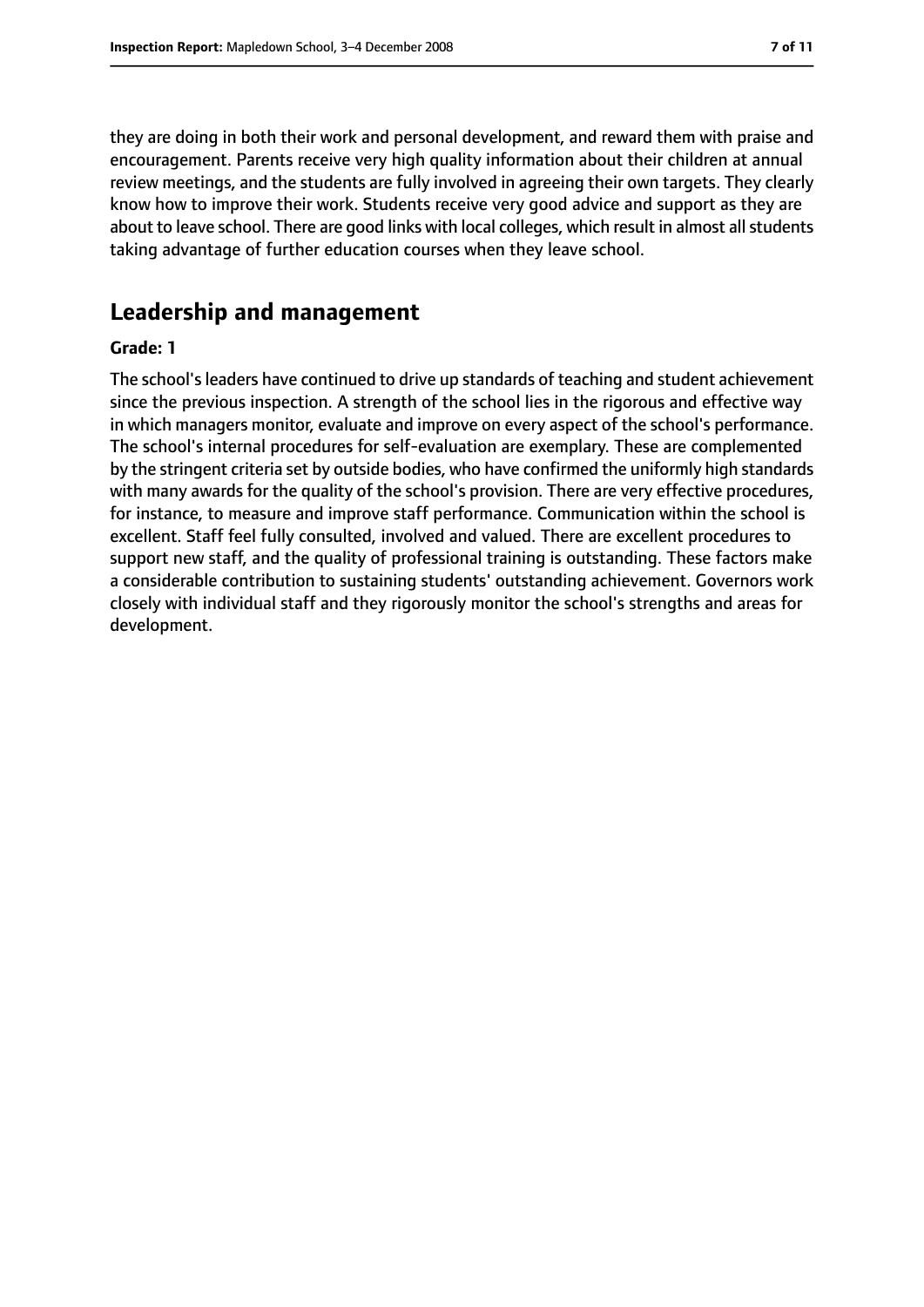they are doing in both their work and personal development, and reward them with praise and encouragement. Parents receive very high quality information about their children at annual review meetings, and the students are fully involved in agreeing their own targets. They clearly know how to improve their work. Students receive very good advice and support as they are about to leave school. There are good links with local colleges, which result in almost all students taking advantage of further education courses when they leave school.

## Leadership and management

**Grade: 1**

The school's leaders have continued to drive up standards of teaching and student achievement since the previous inspection. A strength of the school lies in the rigorous and effective way in which managers monitor, evaluate and improve on every aspect of the school's performance. The school's internal procedures for self-evaluation are exemplary. These are complemented by the stringent criteria set by outside bodies, who have confirmed the uniformly high standards with many awards for the quality of the school's provision. There are very effective procedures, for instance, to measure and improve staff performance. Communication within the school is excellent. Staff feel fully consulted, involved and valued. There are excellent procedures to support new staff, and the quality of professional training is outstanding. These factors make a considerable contribution to sustaining students' outstanding achievement. Governors work closely with individual staff and they rigorously monitor the school's strengths and areas for development.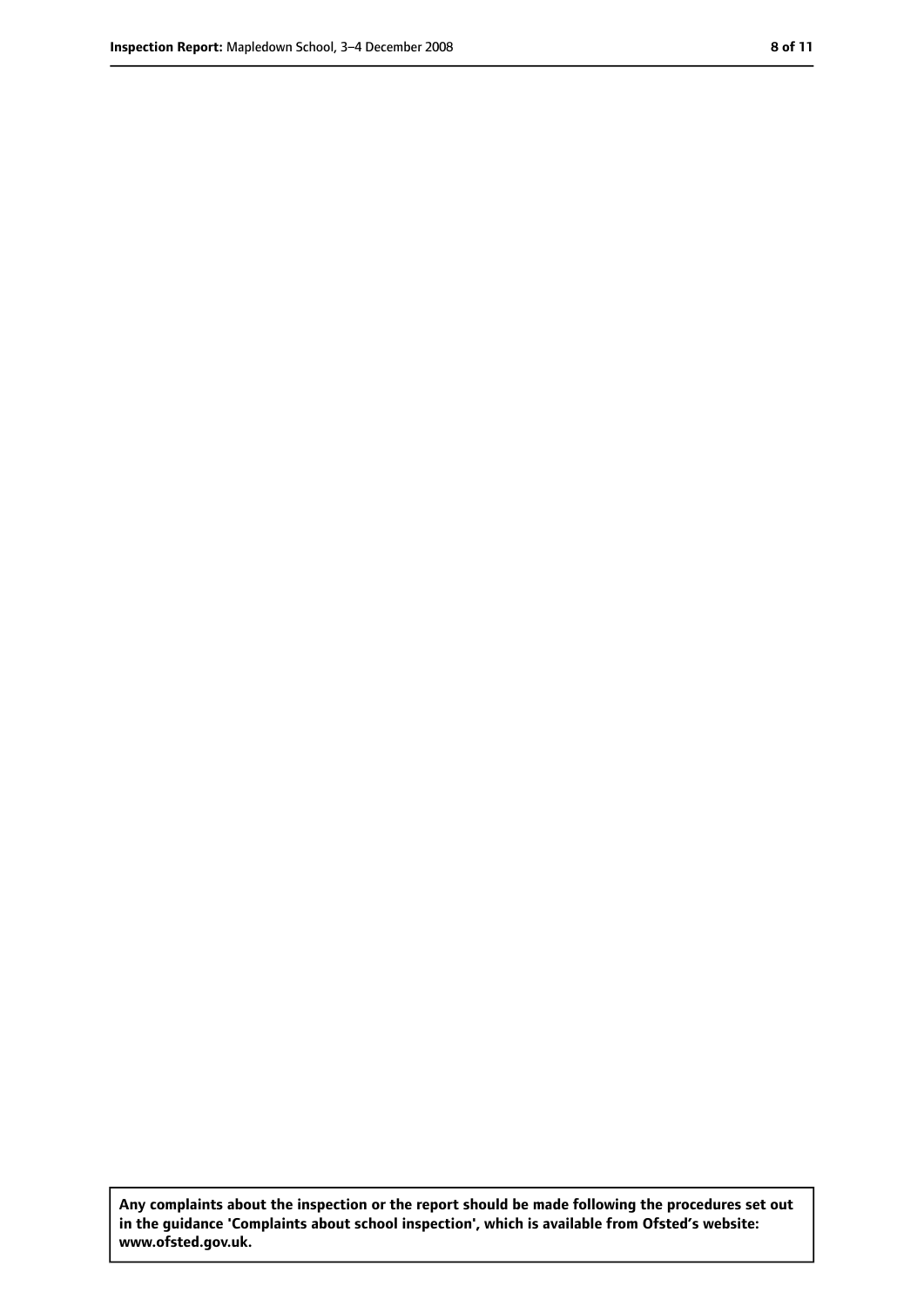**Any complaints about the inspection or the report should be made following the procedures set out in the guidance 'Complaints about school inspection', which is available from Ofsted's website: www.ofsted.gov.uk.**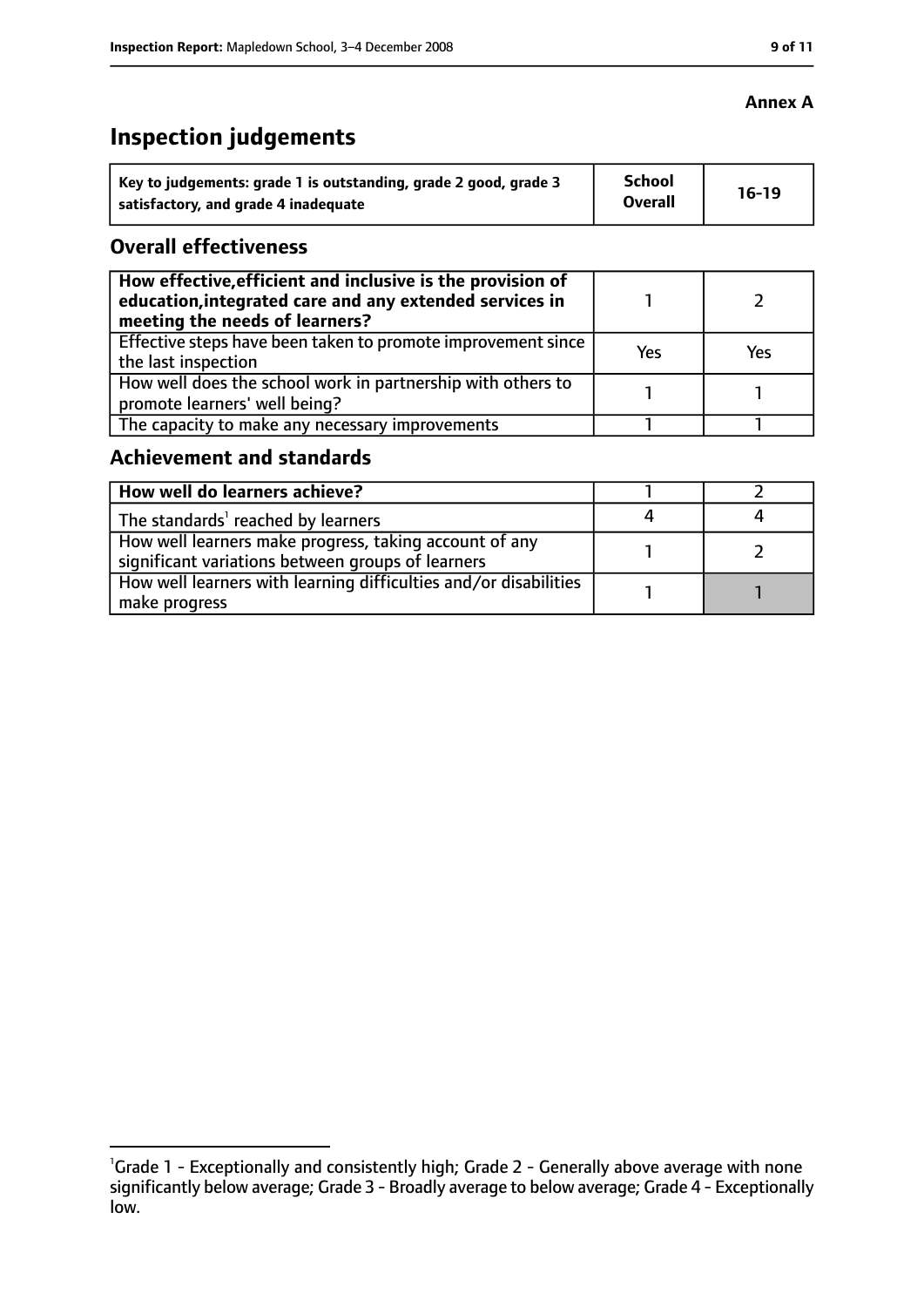**Annex A**

# Inspection judgements

| Key to judgements: grade 1 is outstanding, grade 2 good, grade 3 satisfactory, and grade 4 inadequate | School Overall | 16-19 |
|---|---|---|

## Overall effectiveness

| | | |
|---|---|---|
| **How effective, efficient and inclusive is the provision of education, integrated care and any extended services in meeting the needs of learners?** | 1 | 2 |
| Effective steps have been taken to promote improvement since the last inspection | Yes | Yes |
| How well does the school work in partnership with others to promote learners' well being? | 1 | 1 |
| The capacity to make any necessary improvements | 1 | 1 |

## Achievement and standards

| | | |
|---|---|---|
| **How well do learners achieve?** | 1 | 2 |
| The standards[1] reached by learners | 4 | 4 |
| How well learners make progress, taking account of any significant variations between groups of learners | 1 | 2 |
| How well learners with learning difficulties and/or disabilities make progress | 1 | 1 |

[1]Grade 1 - Exceptionally and consistently high; Grade 2 - Generally above average with none significantly below average; Grade 3 - Broadly average to below average; Grade 4 - Exceptionally low.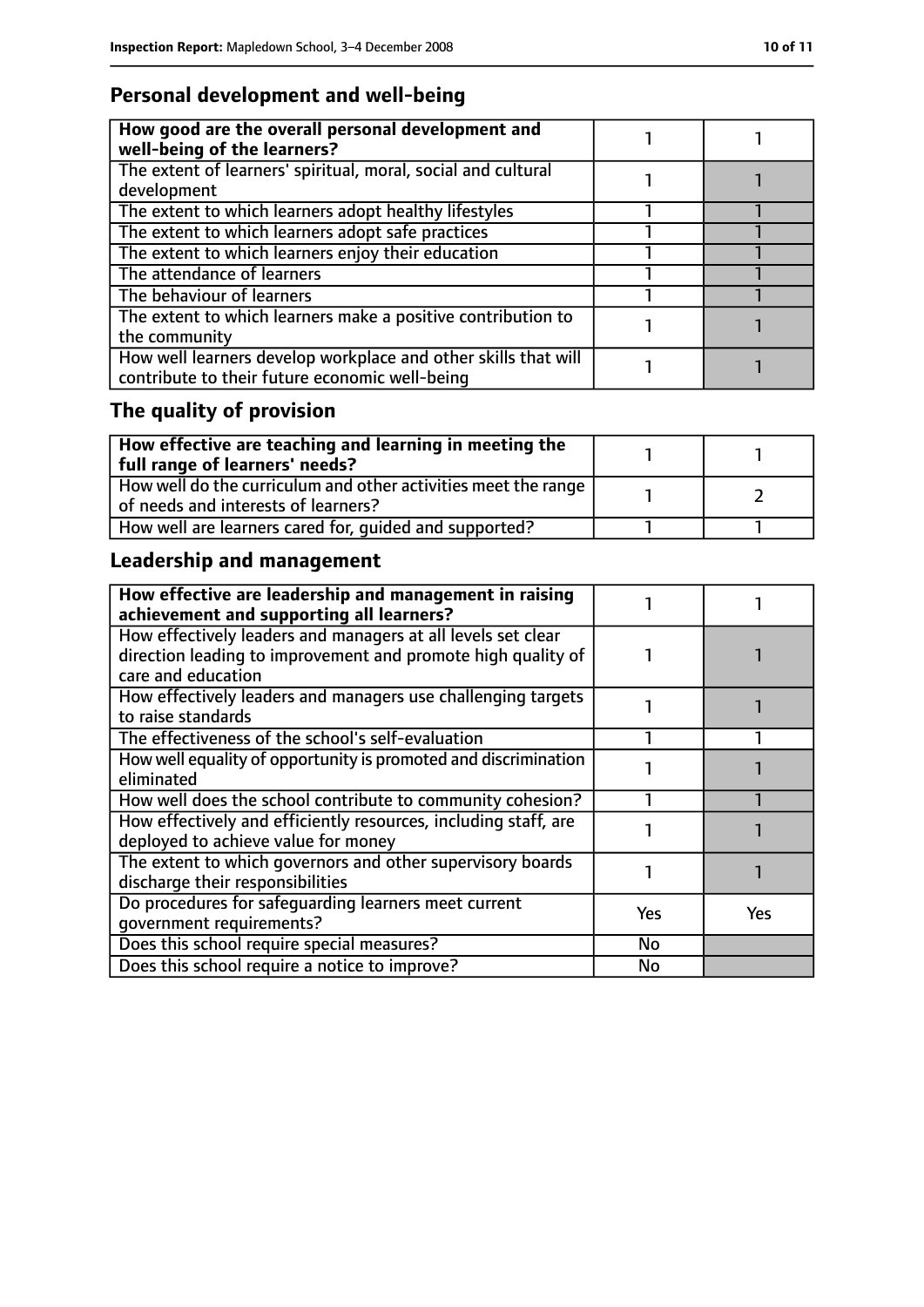## Personal development and well-being

| How good are the overall personal development and well-being of the learners? | 1 | 1 |
|---|---|---|
| The extent of learners' spiritual, moral, social and cultural development | 1 | 1 |
| The extent to which learners adopt healthy lifestyles | 1 | 1 |
| The extent to which learners adopt safe practices | 1 | 1 |
| The extent to which learners enjoy their education | 1 | 1 |
| The attendance of learners | 1 | 1 |
| The behaviour of learners | 1 | 1 |
| The extent to which learners make a positive contribution to the community | 1 | 1 |
| How well learners develop workplace and other skills that will contribute to their future economic well-being | 1 | 1 |

## The quality of provision

| How effective are teaching and learning in meeting the full range of learners' needs? | 1 | 1 |
|---|---|---|
| How well do the curriculum and other activities meet the range of needs and interests of learners? | 1 | 2 |
| How well are learners cared for, guided and supported? | 1 | 1 |

## Leadership and management

| How effective are leadership and management in raising achievement and supporting all learners? | 1 | 1 |
|---|---|---|
| How effectively leaders and managers at all levels set clear direction leading to improvement and promote high quality of care and education | 1 | 1 |
| How effectively leaders and managers use challenging targets to raise standards | 1 | 1 |
| The effectiveness of the school's self-evaluation | 1 | 1 |
| How well equality of opportunity is promoted and discrimination eliminated | 1 | 1 |
| How well does the school contribute to community cohesion? | 1 | 1 |
| How effectively and efficiently resources, including staff, are deployed to achieve value for money | 1 | 1 |
| The extent to which governors and other supervisory boards discharge their responsibilities | 1 | 1 |
| Do procedures for safeguarding learners meet current government requirements? | Yes | Yes |
| Does this school require special measures? | No | |
| Does this school require a notice to improve? | No | |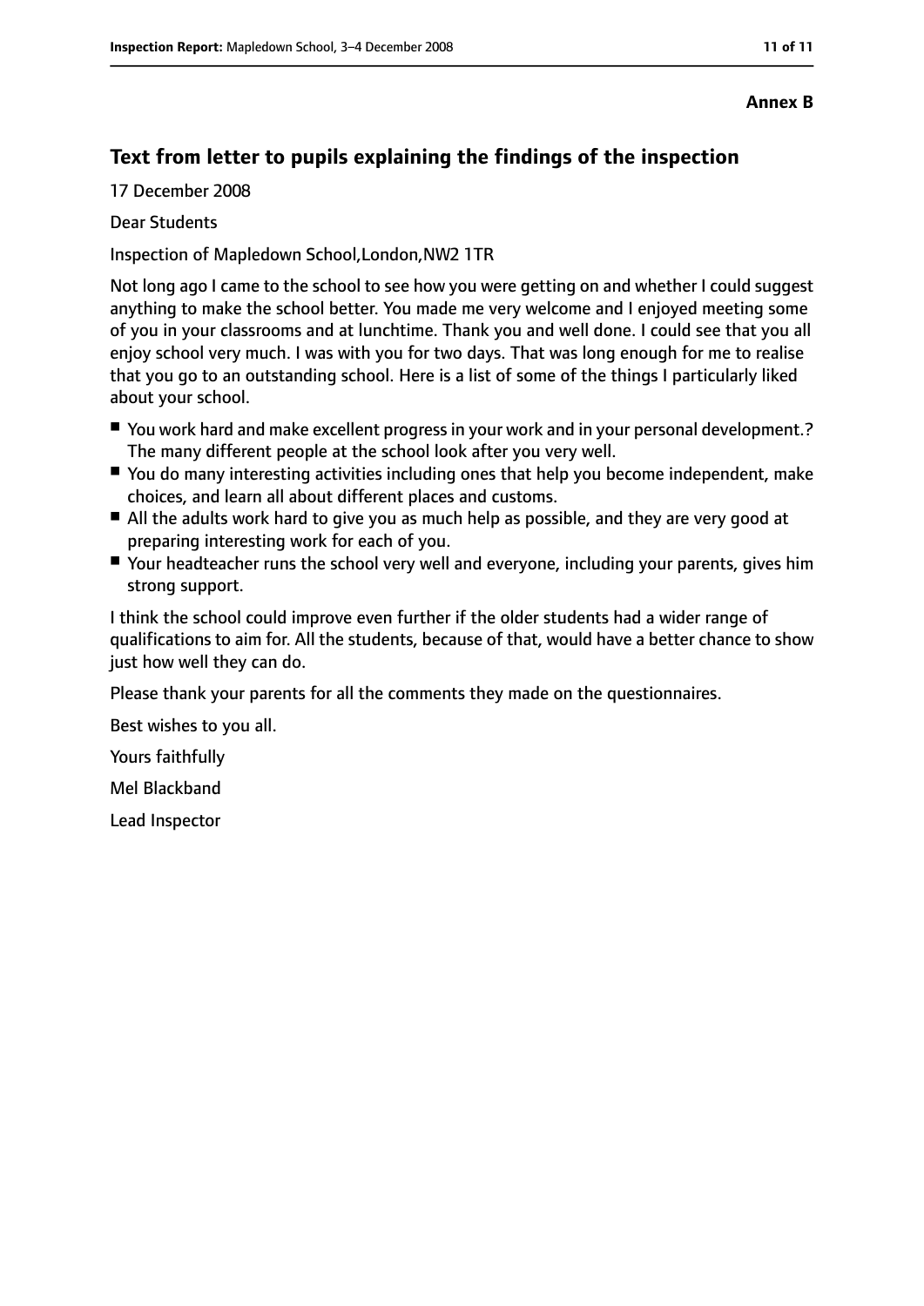**Annex B**

## Text from letter to pupils explaining the findings of the inspection

17 December 2008

Dear Students

Inspection of Mapledown School,London,NW2 1TR

Not long ago I came to the school to see how you were getting on and whether I could suggest anything to make the school better. You made me very welcome and I enjoyed meeting some of you in your classrooms and at lunchtime. Thank you and well done. I could see that you all enjoy school very much. I was with you for two days. That was long enough for me to realise that you go to an outstanding school. Here is a list of some of the things I particularly liked about your school.

- You work hard and make excellent progress in your work and in your personal development.? The many different people at the school look after you very well.
- You do many interesting activities including ones that help you become independent, make choices, and learn all about different places and customs.
- All the adults work hard to give you as much help as possible, and they are very good at preparing interesting work for each of you.
- Your headteacher runs the school very well and everyone, including your parents, gives him strong support.

I think the school could improve even further if the older students had a wider range of qualifications to aim for. All the students, because of that, would have a better chance to show just how well they can do.

Please thank your parents for all the comments they made on the questionnaires.

Best wishes to you all.

Yours faithfully

Mel Blackband

Lead Inspector